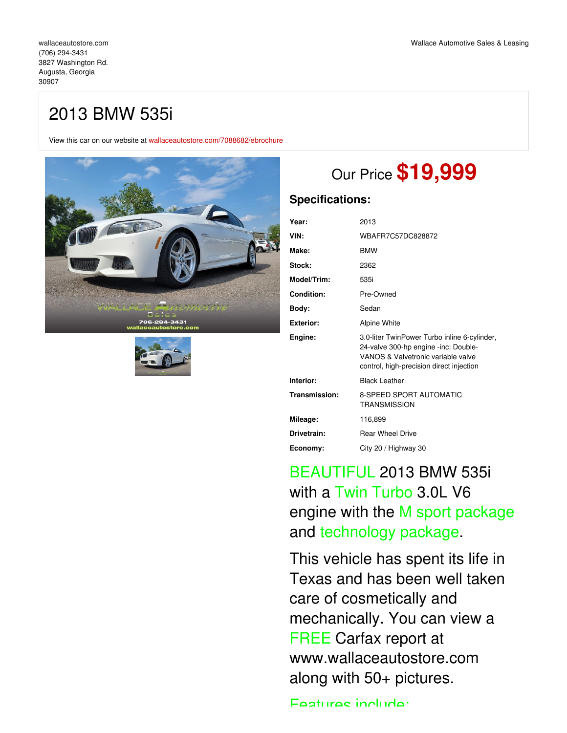wallaceautostore.com
(706) 294-3431
3827 Washington Rd.
Augusta, Georgia
30907

Wallace Automotive Sales & Leasing

# 2013 BMW 535i

View this car on our website at wallaceautostore.com/7088682/ebrochure

## Our Price **$19,999**

### Specifications:

| | |
|---|---|
| **Year:** | 2013 |
| **VIN:** | WBAFR7C57DC828872 |
| **Make:** | BMW |
| **Stock:** | 2362 |
| **Model/Trim:** | 535i |
| **Condition:** | Pre-Owned |
| **Body:** | Sedan |
| **Exterior:** | Alpine White |
| **Engine:** | 3.0-liter TwinPower Turbo inline 6-cylinder, 24-valve 300-hp engine -inc: Double-VANOS & Valvetronic variable valve control, high-precision direct injection |
| **Interior:** | Black Leather |
| **Transmission:** | 8-SPEED SPORT AUTOMATIC TRANSMISSION |
| **Mileage:** | 116,899 |
| **Drivetrain:** | Rear Wheel Drive |
| **Economy:** | City 20 / Highway 30 |

BEAUTIFUL 2013 BMW 535i with a Twin Turbo 3.0L V6 engine with the M sport package and technology package.

This vehicle has spent its life in Texas and has been well taken care of cosmetically and mechanically. You can view a FREE Carfax report at www.wallaceautostore.com along with 50+ pictures.

Features include: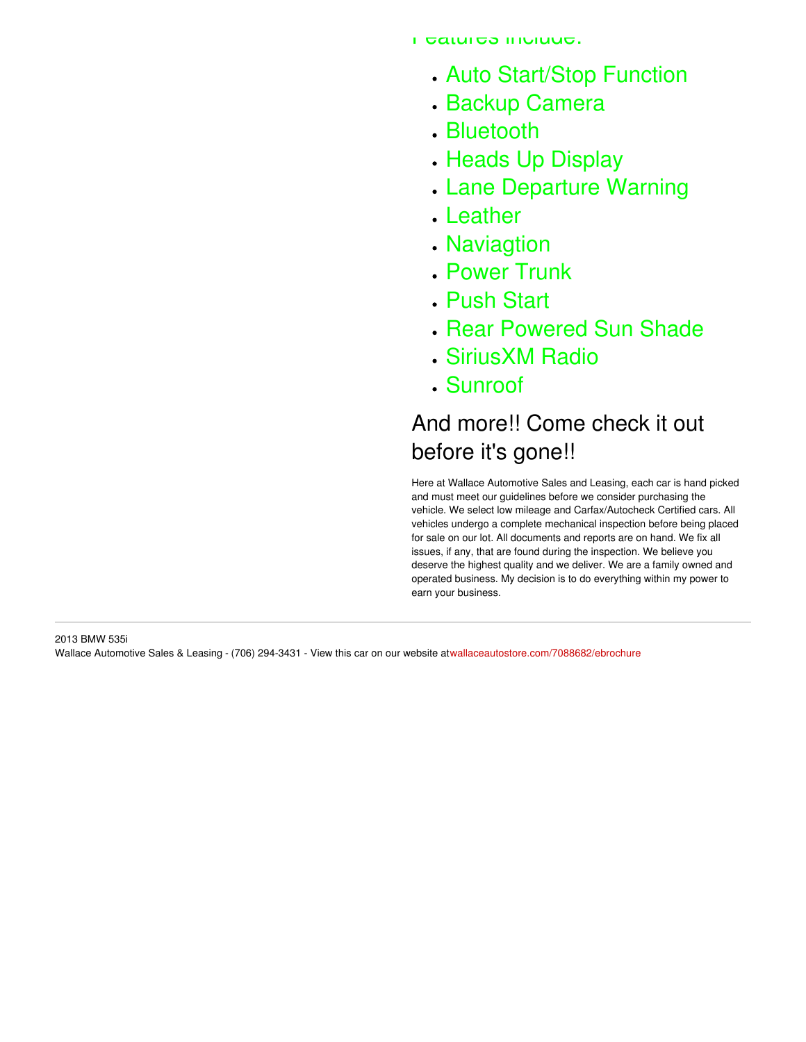Features include:

- Auto Start/Stop Function
- Backup Camera
- Bluetooth
- Heads Up Display
- Lane Departure Warning
- Leather
- Naviagtion
- Power Trunk
- Push Start
- Rear Powered Sun Shade
- SiriusXM Radio
- Sunroof

## And more!! Come check it out before it's gone!!

Here at Wallace Automotive Sales and Leasing, each car is hand picked and must meet our guidelines before we consider purchasing the vehicle. We select low mileage and Carfax/Autocheck Certified cars. All vehicles undergo a complete mechanical inspection before being placed for sale on our lot. All documents and reports are on hand. We fix all issues, if any, that are found during the inspection. We believe you deserve the highest quality and we deliver. We are a family owned and operated business. My decision is to do everything within my power to earn your business.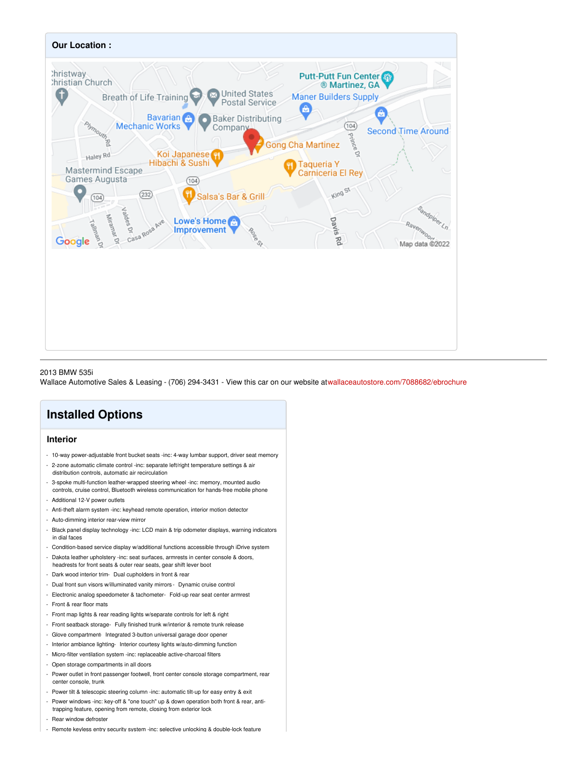## Our Location :

2013 BMW 535i
Wallace Automotive Sales & Leasing - (706) 294-3431 - View this car on our website atwallaceautostore.com/7088682/ebrochure

## Installed Options

### Interior

- 10-way power-adjustable front bucket seats -inc: 4-way lumbar support, driver seat memory
- 2-zone automatic climate control -inc: separate left/right temperature settings & air distribution controls, automatic air recirculation
- 3-spoke multi-function leather-wrapped steering wheel -inc: memory, mounted audio controls, cruise control, Bluetooth wireless communication for hands-free mobile phone
- Additional 12-V power outlets
- Anti-theft alarm system -inc: keyhead remote operation, interior motion detector
- Auto-dimming interior rear-view mirror
- Black panel display technology -inc: LCD main & trip odometer displays, warning indicators in dial faces
- Condition-based service display w/additional functions accessible through iDrive system
- Dakota leather upholstery -inc: seat surfaces, armrests in center console & doors, headrests for front seats & outer rear seats, gear shift lever boot
- Dark wood interior trim- Dual cupholders in front & rear
- Dual front sun visors w/illuminated vanity mirrors- Dynamic cruise control
- Electronic analog speedometer & tachometer- Fold-up rear seat center armrest
- Front & rear floor mats
- Front map lights & rear reading lights w/separate controls for left & right
- Front seatback storage- Fully finished trunk w/interior & remote trunk release
- Glove compartment- Integrated 3-button universal garage door opener
- Interior ambiance lighting- Interior courtesy lights w/auto-dimming function
- Micro-filter ventilation system -inc: replaceable active-charcoal filters
- Open storage compartments in all doors
- Power outlet in front passenger footwell, front center console storage compartment, rear center console, trunk
- Power tilt & telescopic steering column -inc: automatic tilt-up for easy entry & exit
- Power windows -inc: key-off & "one touch" up & down operation both front & rear, anti-trapping feature, opening from remote, closing from exterior lock
- Rear window defroster
- Remote keyless entry security system -inc: selective unlocking & double-lock feature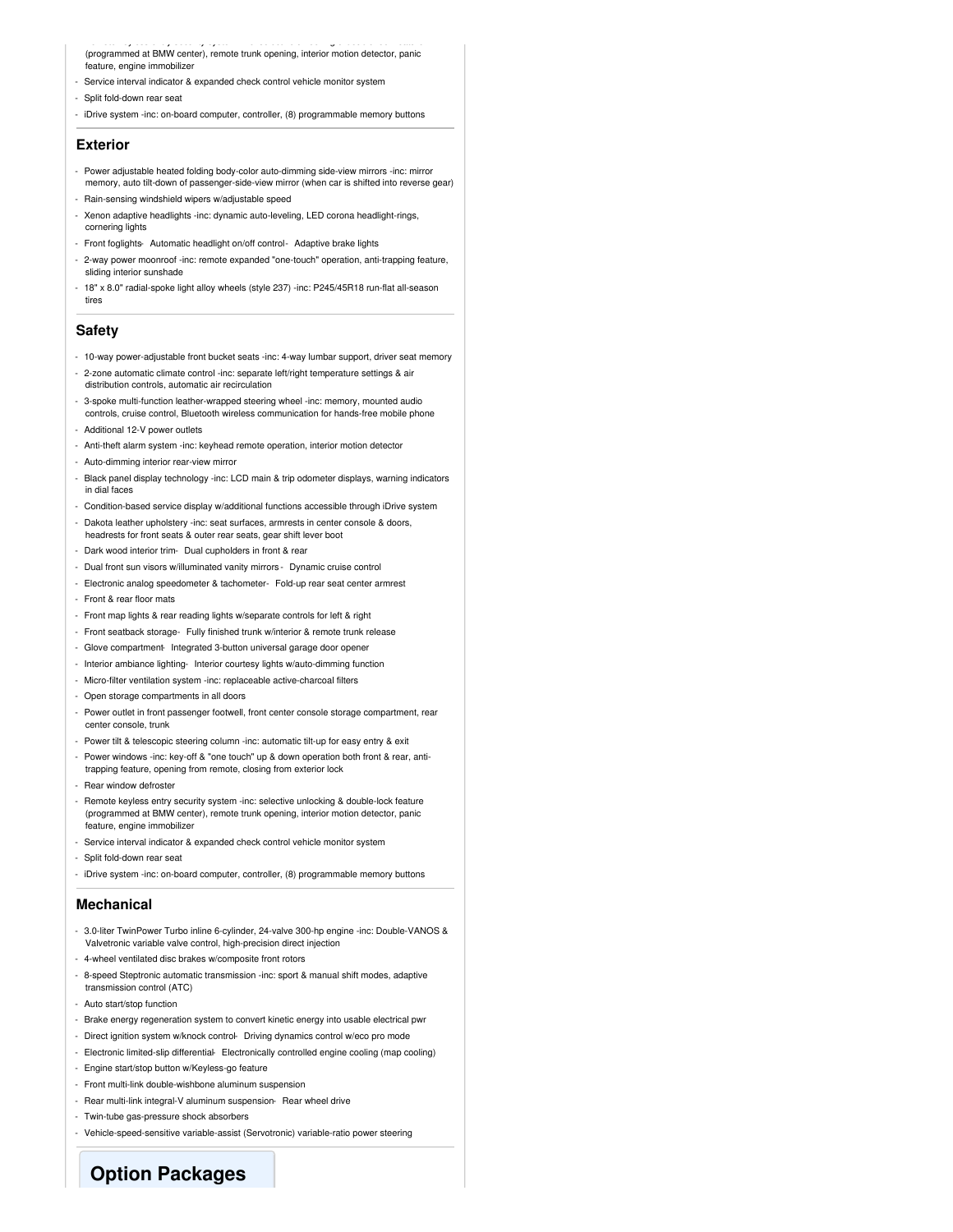(programmed at BMW center), remote trunk opening, interior motion detector, panic feature, engine immobilizer

- Service interval indicator & expanded check control vehicle monitor system
- Split fold-down rear seat
- iDrive system -inc: on-board computer, controller, (8) programmable memory buttons

## Exterior

- Power adjustable heated folding body-color auto-dimming side-view mirrors -inc: mirror memory, auto tilt-down of passenger-side-view mirror (when car is shifted into reverse gear)
- Rain-sensing windshield wipers w/adjustable speed
- Xenon adaptive headlights -inc: dynamic auto-leveling, LED corona headlight-rings, cornering lights
- Front foglights- Automatic headlight on/off control- Adaptive brake lights
- 2-way power moonroof -inc: remote expanded "one-touch" operation, anti-trapping feature, sliding interior sunshade
- 18" x 8.0" radial-spoke light alloy wheels (style 237) -inc: P245/45R18 run-flat all-season tires

## Safety

- 10-way power-adjustable front bucket seats -inc: 4-way lumbar support, driver seat memory
- 2-zone automatic climate control -inc: separate left/right temperature settings & air distribution controls, automatic air recirculation
- 3-spoke multi-function leather-wrapped steering wheel -inc: memory, mounted audio controls, cruise control, Bluetooth wireless communication for hands-free mobile phone
- Additional 12-V power outlets
- Anti-theft alarm system -inc: keyhead remote operation, interior motion detector
- Auto-dimming interior rear-view mirror
- Black panel display technology -inc: LCD main & trip odometer displays, warning indicators in dial faces
- Condition-based service display w/additional functions accessible through iDrive system
- Dakota leather upholstery -inc: seat surfaces, armrests in center console & doors, headrests for front seats & outer rear seats, gear shift lever boot
- Dark wood interior trim- Dual cupholders in front & rear
- Dual front sun visors w/illuminated vanity mirrors- Dynamic cruise control
- Electronic analog speedometer & tachometer- Fold-up rear seat center armrest
- Front & rear floor mats
- Front map lights & rear reading lights w/separate controls for left & right
- Front seatback storage- Fully finished trunk w/interior & remote trunk release
- Glove compartment- Integrated 3-button universal garage door opener
- Interior ambiance lighting- Interior courtesy lights w/auto-dimming function
- Micro-filter ventilation system -inc: replaceable active-charcoal filters
- Open storage compartments in all doors
- Power outlet in front passenger footwell, front center console storage compartment, rear center console, trunk
- Power tilt & telescopic steering column -inc: automatic tilt-up for easy entry & exit
- Power windows -inc: key-off & "one touch" up & down operation both front & rear, anti-trapping feature, opening from remote, closing from exterior lock
- Rear window defroster
- Remote keyless entry security system -inc: selective unlocking & double-lock feature (programmed at BMW center), remote trunk opening, interior motion detector, panic feature, engine immobilizer
- Service interval indicator & expanded check control vehicle monitor system
- Split fold-down rear seat
- iDrive system -inc: on-board computer, controller, (8) programmable memory buttons

## Mechanical

- 3.0-liter TwinPower Turbo inline 6-cylinder, 24-valve 300-hp engine -inc: Double-VANOS & Valvetronic variable valve control, high-precision direct injection
- 4-wheel ventilated disc brakes w/composite front rotors
- 8-speed Steptronic automatic transmission -inc: sport & manual shift modes, adaptive transmission control (ATC)
- Auto start/stop function
- Brake energy regeneration system to convert kinetic energy into usable electrical pwr
- Direct ignition system w/knock control- Driving dynamics control w/eco pro mode
- Electronic limited-slip differential- Electronically controlled engine cooling (map cooling)
- Engine start/stop button w/Keyless-go feature
- Front multi-link double-wishbone aluminum suspension
- Rear multi-link integral-V aluminum suspension- Rear wheel drive
- Twin-tube gas-pressure shock absorbers
- Vehicle-speed-sensitive variable-assist (Servotronic) variable-ratio power steering

# Option Packages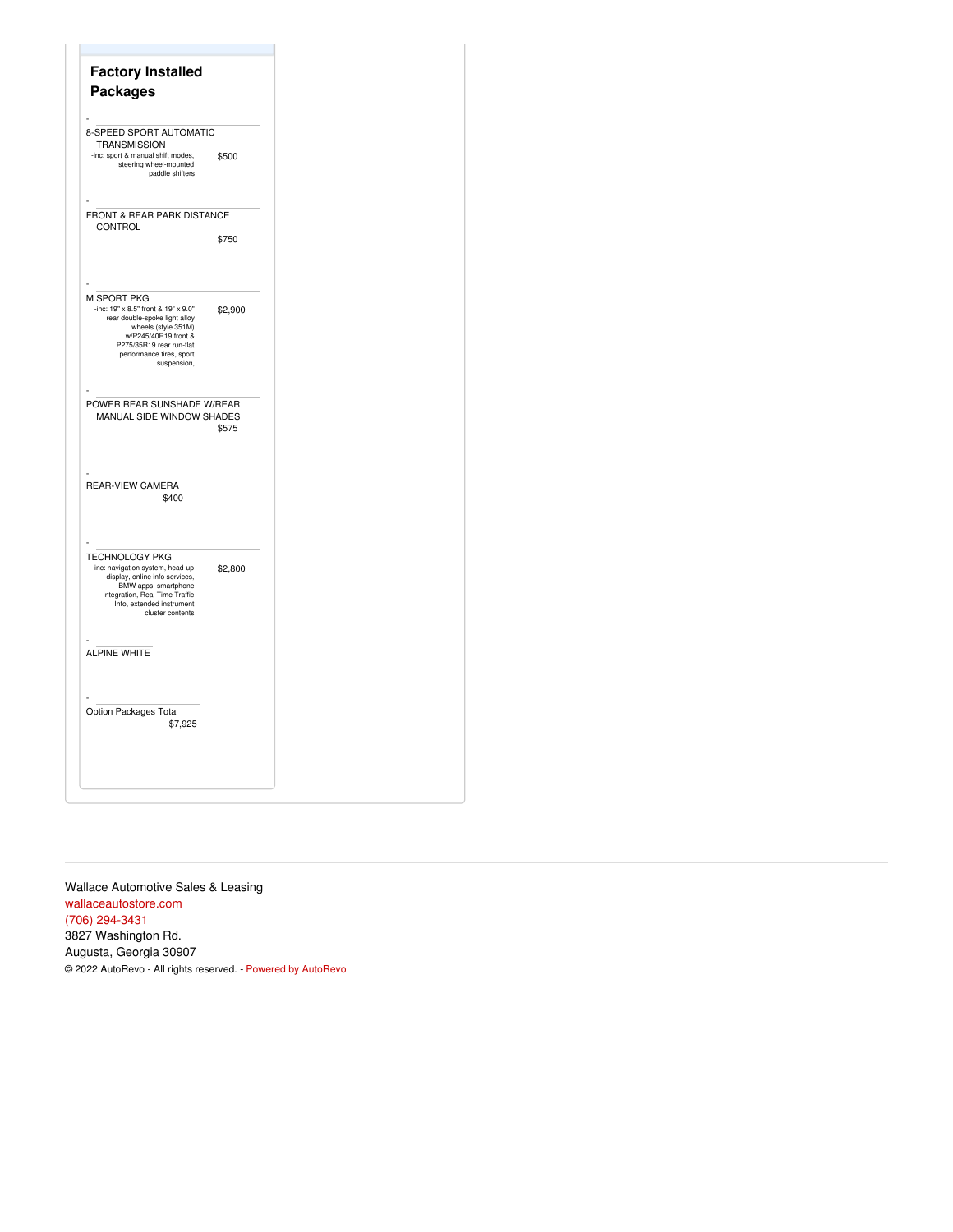## Factory Installed Packages

| | |
|---|---|
| 8-SPEED SPORT AUTOMATIC TRANSMISSION<br>-inc: sport & manual shift modes, steering wheel-mounted paddle shifters | $500 |
| FRONT & REAR PARK DISTANCE CONTROL | $750 |
| M SPORT PKG<br>-inc: 19" x 8.5" front & 19" x 9.0" rear double-spoke light alloy wheels (style 351M) w/P245/40R19 front & P275/35R19 rear run-flat performance tires, sport suspension, | $2,900 |
| POWER REAR SUNSHADE W/REAR MANUAL SIDE WINDOW SHADES | $575 |
| REAR-VIEW CAMERA | $400 |
| TECHNOLOGY PKG<br>-inc: navigation system, head-up display, online info services, BMW apps, smartphone integration, Real Time Traffic Info, extended instrument cluster contents | $2,800 |
| ALPINE WHITE | |
| Option Packages Total | $7,925 |

Wallace Automotive Sales & Leasing
wallaceautostore.com
(706) 294-3431
3827 Washington Rd.
Augusta, Georgia 30907
© 2022 AutoRevo - All rights reserved. - Powered by AutoRevo